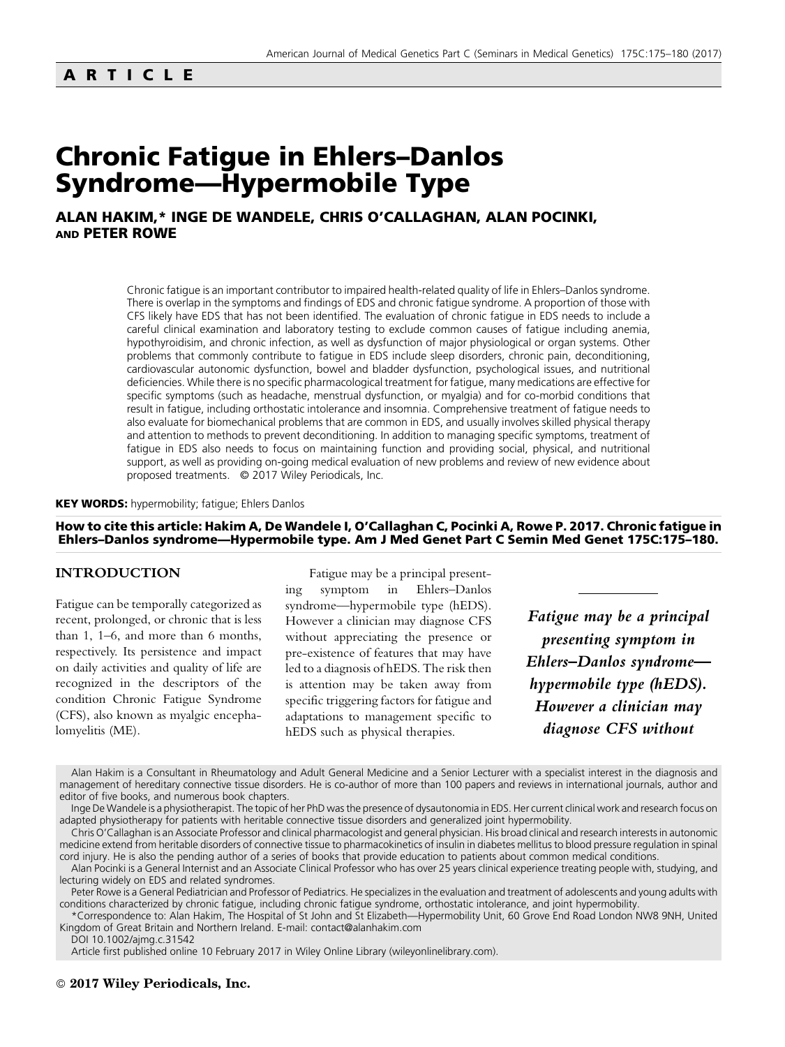# ARTICLE

# Chronic Fatigue in Ehlers–Danlos Syndrome—Hypermobile Type

**ALAN HAKIM,\* INGE DE WANDELE, CHRIS O'CALLAGHAN, ALAN POCINKI, AND PETER ROWE**

Chronic fatigue is an important contributor to impaired health-related quality of life in Ehlers–Danlos syndrome. There is overlap in the symptoms and findings of EDS and chronic fatigue syndrome. A proportion of those with CFS likely have EDS that has not been identified. The evaluation of chronic fatigue in EDS needs to include a careful clinical examination and laboratory testing to exclude common causes of fatigue including anemia, hypothyroidisim, and chronic infection, as well as dysfunction of major physiological or organ systems. Other problems that commonly contribute to fatigue in EDS include sleep disorders, chronic pain, deconditioning, cardiovascular autonomic dysfunction, bowel and bladder dysfunction, psychological issues, and nutritional deficiencies. While there is no specific pharmacological treatment for fatigue, many medications are effective for specific symptoms (such as headache, menstrual dysfunction, or myalgia) and for co-morbid conditions that result in fatigue, including orthostatic intolerance and insomnia. Comprehensive treatment of fatigue needs to also evaluate for biomechanical problems that are common in EDS, and usually involves skilled physical therapy and attention to methods to prevent deconditioning. In addition to managing specific symptoms, treatment of fatigue in EDS also needs to focus on maintaining function and providing social, physical, and nutritional support, as well as providing on-going medical evaluation of new problems and review of new evidence about proposed treatments. © 2017 Wiley Periodicals, Inc.

**KEY WORDS:** hypermobility; fatigue; Ehlers Danlos

**How to cite this article: Hakim A, De Wandele I, O'Callaghan C, Pocinki A, Rowe P. 2017. Chronic fatigue in Ehlers–Danlos syndrome—Hypermobile type. Am J Med Genet Part C Semin Med Genet 175C:175–180.**

## INTRODUCTION

Fatigue can be temporally categorized as recent, prolonged, or chronic that is less than 1, 1–6, and more than 6 months, respectively. Its persistence and impact on daily activities and quality of life are recognized in the descriptors of the condition Chronic Fatigue Syndrome (CFS), also known as myalgic encephalomyelitis (ME).

Fatigue may be a principal presenting symptom in Ehlers–Danlos syndrome—hypermobile type (hEDS). However a clinician may diagnose CFS without appreciating the presence or pre-existence of features that may have led to a diagnosis of hEDS. The risk then is attention may be taken away from specific triggering factors for fatigue and adaptations to management specific to hEDS such as physical therapies.

*Fatigue may be a principal presenting symptom in Ehlers–Danlos syndrome—hypermobile type (hEDS). However a clinician may diagnose CFS without*

Alan Hakim is a Consultant in Rheumatology and Adult General Medicine and a Senior Lecturer with a specialist interest in the diagnosis and management of hereditary connective tissue disorders. He is co-author of more than 100 papers and reviews in international journals, author and editor of five books, and numerous book chapters.

Inge De Wandele is a physiotherapist. The topic of her PhD was the presence of dysautonomia in EDS. Her current clinical work and research focus on adapted physiotherapy for patients with heritable connective tissue disorders and generalized joint hypermobility.

Chris O'Callaghan is an Associate Professor and clinical pharmacologist and general physician. His broad clinical and research interests in autonomic medicine extend from heritable disorders of connective tissue to pharmacokinetics of insulin in diabetes mellitus to blood pressure regulation in spinal cord injury. He is also the pending author of a series of books that provide education to patients about common medical conditions.

Alan Pocinki is a General Internist and an Associate Clinical Professor who has over 25 years clinical experience treating people with, studying, and lecturing widely on EDS and related syndromes.

Peter Rowe is a General Pediatrician and Professor of Pediatrics. He specializes in the evaluation and treatment of adolescents and young adults with conditions characterized by chronic fatigue, including chronic fatigue syndrome, orthostatic intolerance, and joint hypermobility.

\*Correspondence to: Alan Hakim, The Hospital of St John and St Elizabeth—Hypermobility Unit, 60 Grove End Road London NW8 9NH, United Kingdom of Great Britain and Northern Ireland. E-mail: contact@alanhakim.com

DOI 10.1002/ajmg.c.31542

Article first published online 10 February 2017 in Wiley Online Library (wileyonlinelibrary.com).

© 2017 Wiley Periodicals, Inc.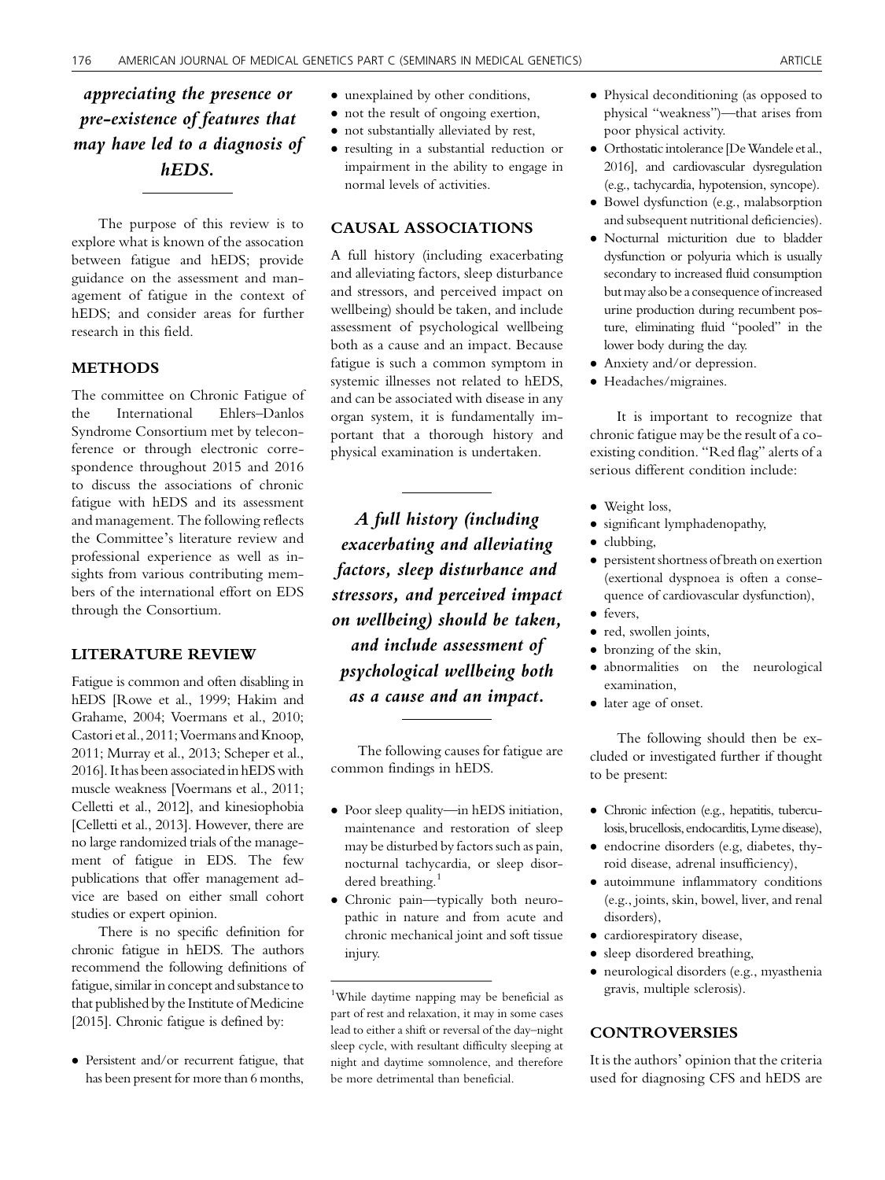*appreciating the presence or pre-existence of features that may have led to a diagnosis of hEDS.*

The purpose of this review is to explore what is known of the assocation between fatigue and hEDS; provide guidance on the assessment and management of fatigue in the context of hEDS; and consider areas for further research in this field.

## METHODS

The committee on Chronic Fatigue of the International Ehlers–Danlos Syndrome Consortium met by teleconference or through electronic correspondence throughout 2015 and 2016 to discuss the associations of chronic fatigue with hEDS and its assessment and management. The following reflects the Committee's literature review and professional experience as well as insights from various contributing members of the international effort on EDS through the Consortium.

## LITERATURE REVIEW

Fatigue is common and often disabling in hEDS [Rowe et al., 1999; Hakim and Grahame, 2004; Voermans et al., 2010; Castori et al., 2011; Voermans and Knoop, 2011; Murray et al., 2013; Scheper et al., 2016]. It has been associated in hEDS with muscle weakness [Voermans et al., 2011; Celletti et al., 2012], and kinesiophobia [Celletti et al., 2013]. However, there are no large randomized trials of the management of fatigue in EDS. The few publications that offer management advice are based on either small cohort studies or expert opinion.

There is no specific definition for chronic fatigue in hEDS. The authors recommend the following definitions of fatigue, similar in concept and substance to that published by the Institute of Medicine [2015]. Chronic fatigue is defined by:

- Persistent and/or recurrent fatigue, that has been present for more than 6 months,
- unexplained by other conditions,
- not the result of ongoing exertion,
- not substantially alleviated by rest,
- resulting in a substantial reduction or impairment in the ability to engage in normal levels of activities.

## CAUSAL ASSOCIATIONS

A full history (including exacerbating and alleviating factors, sleep disturbance and stressors, and perceived impact on wellbeing) should be taken, and include assessment of psychological wellbeing both as a cause and an impact. Because fatigue is such a common symptom in systemic illnesses not related to hEDS, and can be associated with disease in any organ system, it is fundamentally important that a thorough history and physical examination is undertaken.

*A full history (including exacerbating and alleviating factors, sleep disturbance and stressors, and perceived impact on wellbeing) should be taken, and include assessment of psychological wellbeing both as a cause and an impact.*

The following causes for fatigue are common findings in hEDS.

- Poor sleep quality—in hEDS initiation, maintenance and restoration of sleep may be disturbed by factors such as pain, nocturnal tachycardia, or sleep disordered breathing.[1]
- Chronic pain—typically both neuropathic in nature and from acute and chronic mechanical joint and soft tissue injury.
- Physical deconditioning (as opposed to physical "weakness")—that arises from poor physical activity.
- Orthostatic intolerance [De Wandele et al., 2016], and cardiovascular dysregulation (e.g., tachycardia, hypotension, syncope).
- Bowel dysfunction (e.g., malabsorption and subsequent nutritional deficiencies).
- Nocturnal micturition due to bladder dysfunction or polyuria which is usually secondary to increased fluid consumption but may also be a consequence of increased urine production during recumbent posture, eliminating fluid "pooled" in the lower body during the day.
- Anxiety and/or depression.
- Headaches/migraines.

It is important to recognize that chronic fatigue may be the result of a co-existing condition. "Red flag" alerts of a serious different condition include:

- Weight loss,
- significant lymphadenopathy,
- clubbing,
- persistent shortness of breath on exertion (exertional dyspnoea is often a consequence of cardiovascular dysfunction),
- fevers,
- red, swollen joints,
- bronzing of the skin,
- abnormalities on the neurological examination,
- later age of onset.

The following should then be excluded or investigated further if thought to be present:

- Chronic infection (e.g., hepatitis, tuberculosis, brucellosis, endocarditis, Lyme disease),
- endocrine disorders (e.g, diabetes, thyroid disease, adrenal insufficiency),
- autoimmune inflammatory conditions (e.g., joints, skin, bowel, liver, and renal disorders),
- cardiorespiratory disease,
- sleep disordered breathing,
- neurological disorders (e.g., myasthenia gravis, multiple sclerosis).

## CONTROVERSIES

It is the authors' opinion that the criteria used for diagnosing CFS and hEDS are

[1] While daytime napping may be beneficial as part of rest and relaxation, it may in some cases lead to either a shift or reversal of the day–night sleep cycle, with resultant difficulty sleeping at night and daytime somnolence, and therefore be more detrimental than beneficial.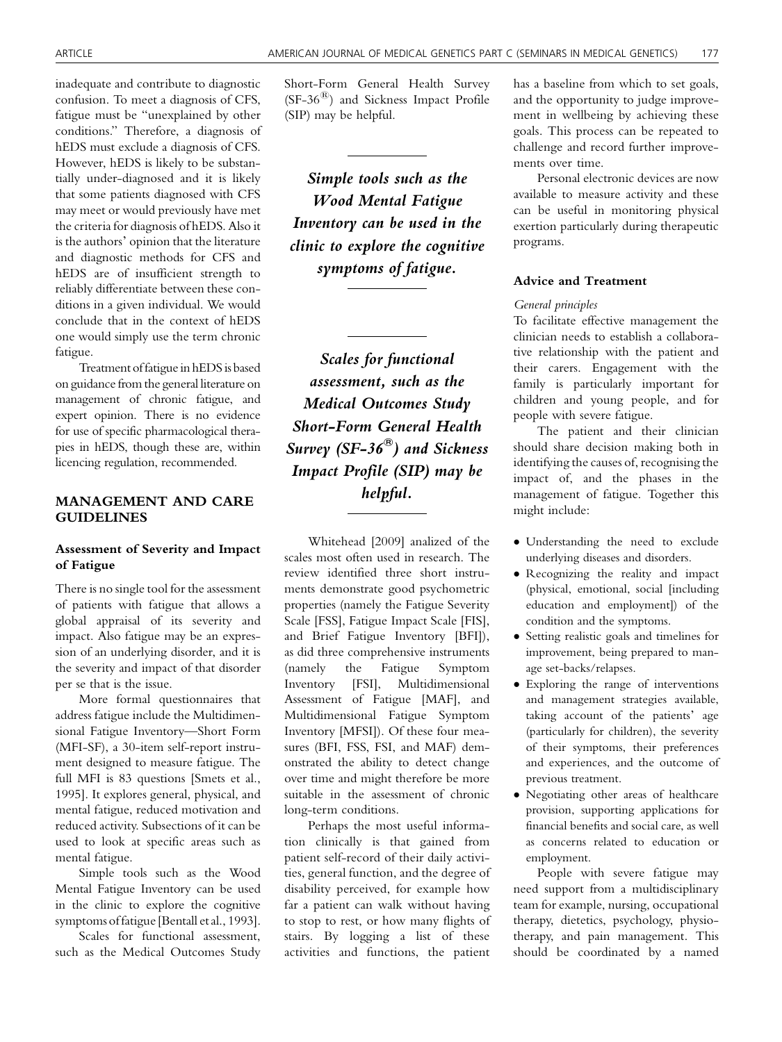inadequate and contribute to diagnostic confusion. To meet a diagnosis of CFS, fatigue must be "unexplained by other conditions." Therefore, a diagnosis of hEDS must exclude a diagnosis of CFS. However, hEDS is likely to be substantially under-diagnosed and it is likely that some patients diagnosed with CFS may meet or would previously have met the criteria for diagnosis of hEDS. Also it is the authors' opinion that the literature and diagnostic methods for CFS and hEDS are of insufficient strength to reliably differentiate between these conditions in a given individual. We would conclude that in the context of hEDS one would simply use the term chronic fatigue.

Treatment of fatigue in hEDS is based on guidance from the general literature on management of chronic fatigue, and expert opinion. There is no evidence for use of specific pharmacological therapies in hEDS, though these are, within licencing regulation, recommended.

## MANAGEMENT AND CARE GUIDELINES

### Assessment of Severity and Impact of Fatigue

There is no single tool for the assessment of patients with fatigue that allows a global appraisal of its severity and impact. Also fatigue may be an expression of an underlying disorder, and it is the severity and impact of that disorder per se that is the issue.

More formal questionnaires that address fatigue include the Multidimensional Fatigue Inventory—Short Form (MFI-SF), a 30-item self-report instrument designed to measure fatigue. The full MFI is 83 questions [Smets et al., 1995]. It explores general, physical, and mental fatigue, reduced motivation and reduced activity. Subsections of it can be used to look at specific areas such as mental fatigue.

Simple tools such as the Wood Mental Fatigue Inventory can be used in the clinic to explore the cognitive symptoms of fatigue [Bentall et al., 1993].

Scales for functional assessment, such as the Medical Outcomes Study Short-Form General Health Survey (SF-36®) and Sickness Impact Profile (SIP) may be helpful.

> ***Simple tools such as the Wood Mental Fatigue Inventory can be used in the clinic to explore the cognitive symptoms of fatigue.***

> ***Scales for functional assessment, such as the Medical Outcomes Study Short-Form General Health Survey (SF-36®) and Sickness Impact Profile (SIP) may be helpful.***

Whitehead [2009] analized of the scales most often used in research. The review identified three short instruments demonstrate good psychometric properties (namely the Fatigue Severity Scale [FSS], Fatigue Impact Scale [FIS], and Brief Fatigue Inventory [BFI]), as did three comprehensive instruments (namely the Fatigue Symptom Inventory [FSI], Multidimensional Assessment of Fatigue [MAF], and Multidimensional Fatigue Symptom Inventory [MFSI]). Of these four measures (BFI, FSS, FSI, and MAF) demonstrated the ability to detect change over time and might therefore be more suitable in the assessment of chronic long-term conditions.

Perhaps the most useful information clinically is that gained from patient self-record of their daily activities, general function, and the degree of disability perceived, for example how far a patient can walk without having to stop to rest, or how many flights of stairs. By logging a list of these activities and functions, the patient has a baseline from which to set goals, and the opportunity to judge improvement in wellbeing by achieving these goals. This process can be repeated to challenge and record further improvements over time.

Personal electronic devices are now available to measure activity and these can be useful in monitoring physical exertion particularly during therapeutic programs.

### Advice and Treatment

#### *General principles*

To facilitate effective management the clinician needs to establish a collaborative relationship with the patient and their carers. Engagement with the family is particularly important for children and young people, and for people with severe fatigue.

The patient and their clinician should share decision making both in identifying the causes of, recognising the impact of, and the phases in the management of fatigue. Together this might include:

- Understanding the need to exclude underlying diseases and disorders.
- Recognizing the reality and impact (physical, emotional, social [including education and employment]) of the condition and the symptoms.
- Setting realistic goals and timelines for improvement, being prepared to manage set-backs/relapses.
- Exploring the range of interventions and management strategies available, taking account of the patients' age (particularly for children), the severity of their symptoms, their preferences and experiences, and the outcome of previous treatment.
- Negotiating other areas of healthcare provision, supporting applications for financial benefits and social care, as well as concerns related to education or employment.

People with severe fatigue may need support from a multidisciplinary team for example, nursing, occupational therapy, dietetics, psychology, physiotherapy, and pain management. This should be coordinated by a named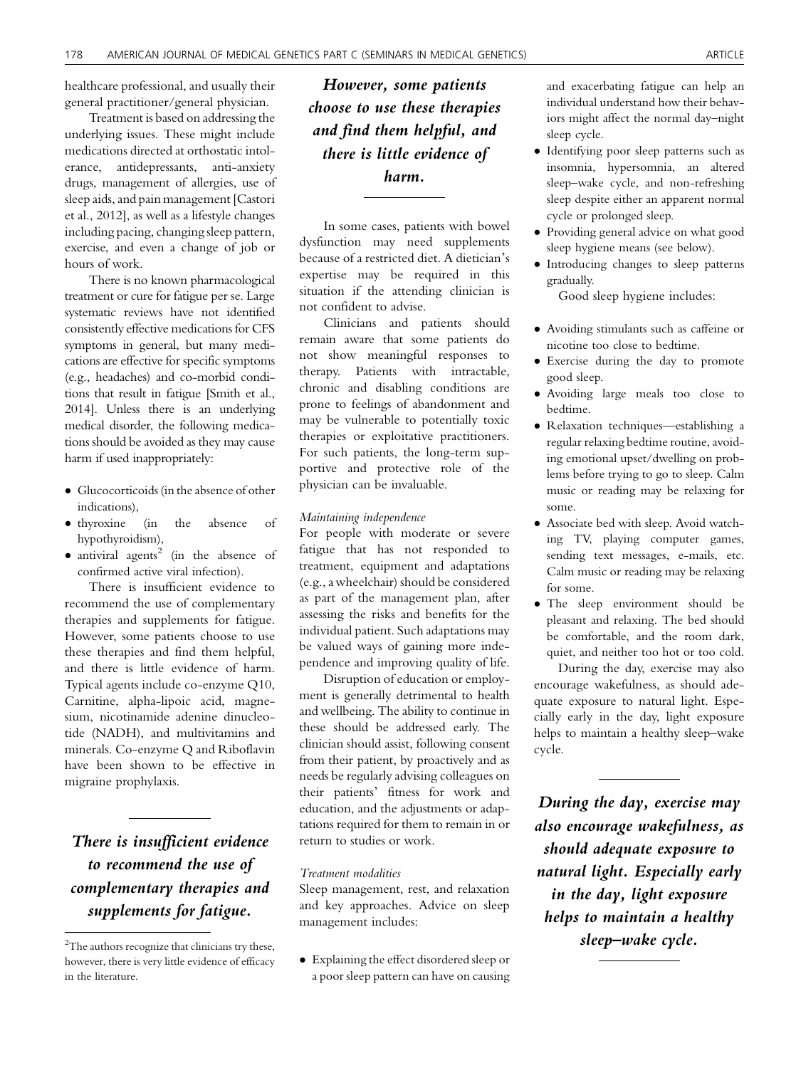healthcare professional, and usually their general practitioner/general physician.

Treatment is based on addressing the underlying issues. These might include medications directed at orthostatic intolerance, antidepressants, anti-anxiety drugs, management of allergies, use of sleep aids, and pain management [Castori et al., 2012], as well as a lifestyle changes including pacing, changing sleep pattern, exercise, and even a change of job or hours of work.

There is no known pharmacological treatment or cure for fatigue per se. Large systematic reviews have not identified consistently effective medications for CFS symptoms in general, but many medications are effective for specific symptoms (e.g., headaches) and co-morbid conditions that result in fatigue [Smith et al., 2014]. Unless there is an underlying medical disorder, the following medications should be avoided as they may cause harm if used inappropriately:

- Glucocorticoids (in the absence of other indications),
- thyroxine (in the absence of hypothyroidism),
- antiviral agents[2] (in the absence of confirmed active viral infection).

There is insufficient evidence to recommend the use of complementary therapies and supplements for fatigue. However, some patients choose to use these therapies and find them helpful, and there is little evidence of harm. Typical agents include co-enzyme Q10, Carnitine, alpha-lipoic acid, magnesium, nicotinamide adenine dinucleotide (NADH), and multivitamins and minerals. Co-enzyme Q and Riboflavin have been shown to be effective in migraine prophylaxis.

> ***There is insufficient evidence to recommend the use of complementary therapies and supplements for fatigue.***

> ***However, some patients choose to use these therapies and find them helpful, and there is little evidence of harm.***

In some cases, patients with bowel dysfunction may need supplements because of a restricted diet. A dietician's expertise may be required in this situation if the attending clinician is not confident to advise.

Clinicians and patients should remain aware that some patients do not show meaningful responses to therapy. Patients with intractable, chronic and disabling conditions are prone to feelings of abandonment and may be vulnerable to potentially toxic therapies or exploitative practitioners. For such patients, the long-term supportive and protective role of the physician can be invaluable.

*Maintaining independence*

For people with moderate or severe fatigue that has not responded to treatment, equipment and adaptations (e.g., a wheelchair) should be considered as part of the management plan, after assessing the risks and benefits for the individual patient. Such adaptations may be valued ways of gaining more independence and improving quality of life.

Disruption of education or employment is generally detrimental to health and wellbeing. The ability to continue in these should be addressed early. The clinician should assist, following consent from their patient, by proactively and as needs be regularly advising colleagues on their patients' fitness for work and education, and the adjustments or adaptations required for them to remain in or return to studies or work.

*Treatment modalities*

Sleep management, rest, and relaxation and key approaches. Advice on sleep management includes:

- Explaining the effect disordered sleep or a poor sleep pattern can have on causing and exacerbating fatigue can help an individual understand how their behaviors might affect the normal day–night sleep cycle.
- Identifying poor sleep patterns such as insomnia, hypersomnia, an altered sleep–wake cycle, and non-refreshing sleep despite either an apparent normal cycle or prolonged sleep.
- Providing general advice on what good sleep hygiene means (see below).
- Introducing changes to sleep patterns gradually.

Good sleep hygiene includes:

- Avoiding stimulants such as caffeine or nicotine too close to bedtime.
- Exercise during the day to promote good sleep.
- Avoiding large meals too close to bedtime.
- Relaxation techniques—establishing a regular relaxing bedtime routine, avoiding emotional upset/dwelling on problems before trying to go to sleep. Calm music or reading may be relaxing for some.
- Associate bed with sleep. Avoid watching TV, playing computer games, sending text messages, e-mails, etc. Calm music or reading may be relaxing for some.
- The sleep environment should be pleasant and relaxing. The bed should be comfortable, and the room dark, quiet, and neither too hot or too cold.

During the day, exercise may also encourage wakefulness, as should adequate exposure to natural light. Especially early in the day, light exposure helps to maintain a healthy sleep–wake cycle.

> ***During the day, exercise may also encourage wakefulness, as should adequate exposure to natural light. Especially early in the day, light exposure helps to maintain a healthy sleep–wake cycle.***

[2] The authors recognize that clinicians try these, however, there is very little evidence of efficacy in the literature.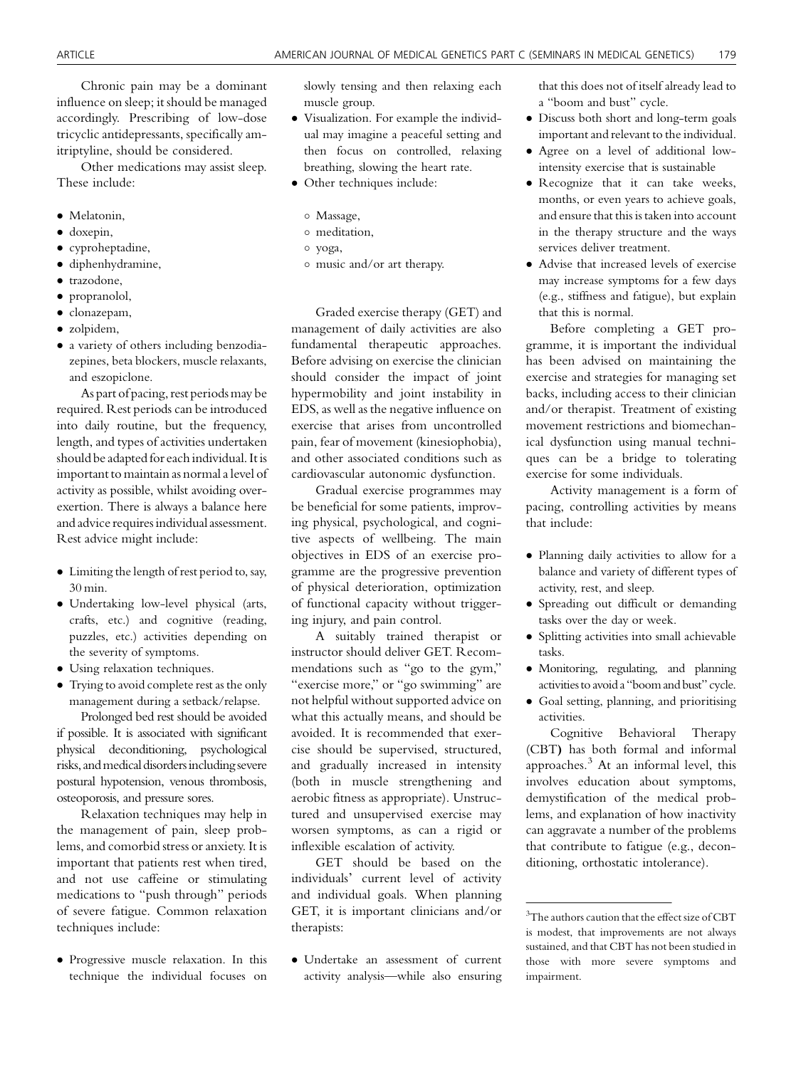Chronic pain may be a dominant influence on sleep; it should be managed accordingly. Prescribing of low-dose tricyclic antidepressants, specifically amitriptyline, should be considered.

Other medications may assist sleep. These include:

- Melatonin,
- doxepin,
- cyproheptadine,
- diphenhydramine,
- trazodone,
- propranolol,
- clonazepam,
- zolpidem,
- a variety of others including benzodiazepines, beta blockers, muscle relaxants, and eszopiclone.

As part of pacing, rest periods may be required. Rest periods can be introduced into daily routine, but the frequency, length, and types of activities undertaken should be adapted for each individual. It is important to maintain as normal a level of activity as possible, whilst avoiding overexertion. There is always a balance here and advice requires individual assessment. Rest advice might include:

- Limiting the length of rest period to, say, 30 min.
- Undertaking low-level physical (arts, crafts, etc.) and cognitive (reading, puzzles, etc.) activities depending on the severity of symptoms.
- Using relaxation techniques.
- Trying to avoid complete rest as the only management during a setback/relapse.

Prolonged bed rest should be avoided if possible. It is associated with significant physical deconditioning, psychological risks, and medical disorders including severe postural hypotension, venous thrombosis, osteoporosis, and pressure sores.

Relaxation techniques may help in the management of pain, sleep problems, and comorbid stress or anxiety. It is important that patients rest when tired, and not use caffeine or stimulating medications to "push through" periods of severe fatigue. Common relaxation techniques include:

- Progressive muscle relaxation. In this technique the individual focuses on slowly tensing and then relaxing each muscle group.
- Visualization. For example the individual may imagine a peaceful setting and then focus on controlled, relaxing breathing, slowing the heart rate.
- Other techniques include:
  - Massage,
  - meditation,
  - yoga,
  - music and/or art therapy.

Graded exercise therapy (GET) and management of daily activities are also fundamental therapeutic approaches. Before advising on exercise the clinician should consider the impact of joint hypermobility and joint instability in EDS, as well as the negative influence on exercise that arises from uncontrolled pain, fear of movement (kinesiophobia), and other associated conditions such as cardiovascular autonomic dysfunction.

Gradual exercise programmes may be beneficial for some patients, improving physical, psychological, and cognitive aspects of wellbeing. The main objectives in EDS of an exercise programme are the progressive prevention of physical deterioration, optimization of functional capacity without triggering injury, and pain control.

A suitably trained therapist or instructor should deliver GET. Recommendations such as "go to the gym," "exercise more," or "go swimming" are not helpful without supported advice on what this actually means, and should be avoided. It is recommended that exercise should be supervised, structured, and gradually increased in intensity (both in muscle strengthening and aerobic fitness as appropriate). Unstructured and unsupervised exercise may worsen symptoms, as can a rigid or inflexible escalation of activity.

GET should be based on the individuals' current level of activity and individual goals. When planning GET, it is important clinicians and/or therapists:

- Undertake an assessment of current activity analysis—while also ensuring that this does not of itself already lead to a "boom and bust" cycle.
- Discuss both short and long-term goals important and relevant to the individual.
- Agree on a level of additional low-intensity exercise that is sustainable
- Recognize that it can take weeks, months, or even years to achieve goals, and ensure that this is taken into account in the therapy structure and the ways services deliver treatment.
- Advise that increased levels of exercise may increase symptoms for a few days (e.g., stiffness and fatigue), but explain that this is normal.

Before completing a GET programme, it is important the individual has been advised on maintaining the exercise and strategies for managing set backs, including access to their clinician and/or therapist. Treatment of existing movement restrictions and biomechanical dysfunction using manual techniques can be a bridge to tolerating exercise for some individuals.

Activity management is a form of pacing, controlling activities by means that include:

- Planning daily activities to allow for a balance and variety of different types of activity, rest, and sleep.
- Spreading out difficult or demanding tasks over the day or week.
- Splitting activities into small achievable tasks.
- Monitoring, regulating, and planning activities to avoid a "boom and bust" cycle.
- Goal setting, planning, and prioritising activities.

Cognitive Behavioral Therapy (CBT**)** has both formal and informal approaches.[3] At an informal level, this involves education about symptoms, demystification of the medical problems, and explanation of how inactivity can aggravate a number of the problems that contribute to fatigue (e.g., deconditioning, orthostatic intolerance).

[3]The authors caution that the effect size of CBT is modest, that improvements are not always sustained, and that CBT has not been studied in those with more severe symptoms and impairment.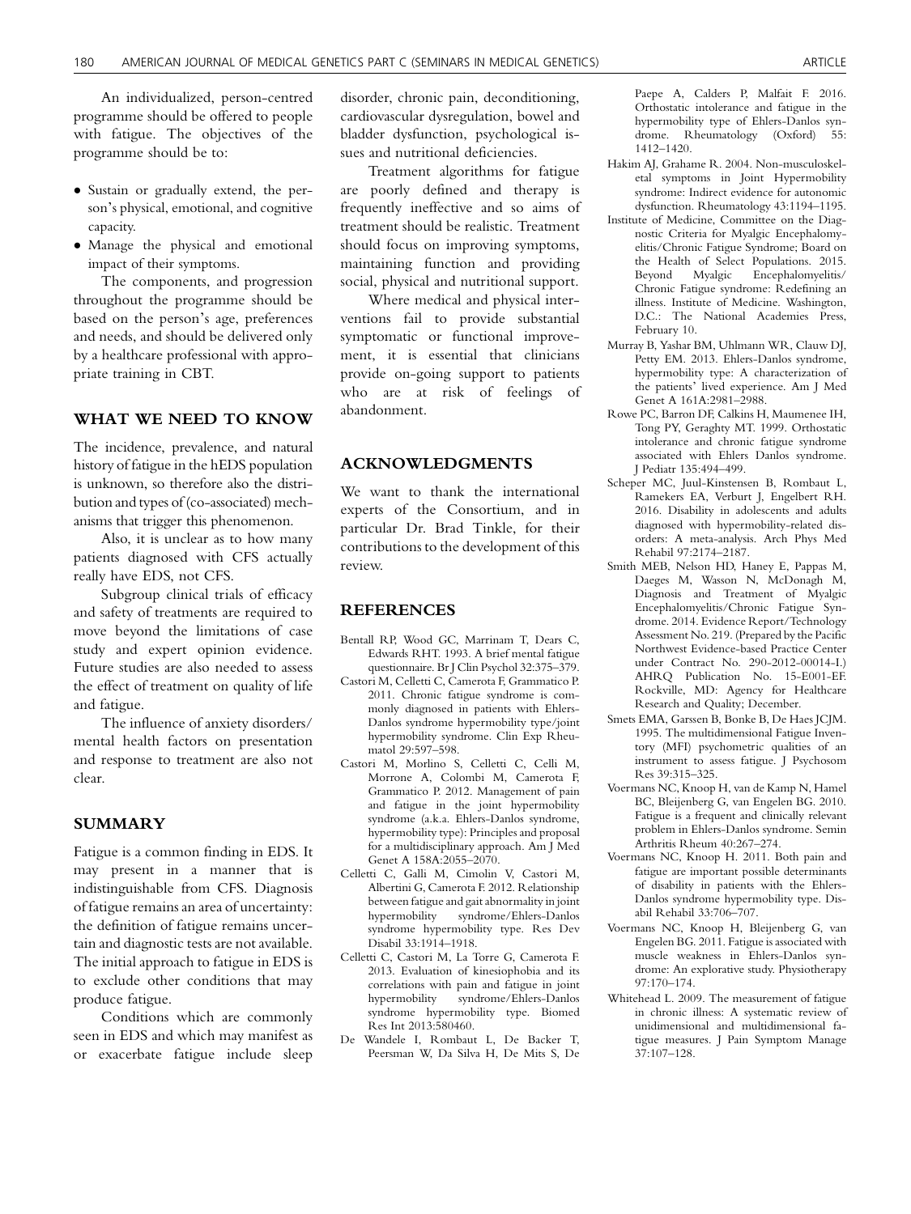An individualized, person-centred programme should be offered to people with fatigue. The objectives of the programme should be to:

- Sustain or gradually extend, the person's physical, emotional, and cognitive capacity.
- Manage the physical and emotional impact of their symptoms.

The components, and progression throughout the programme should be based on the person's age, preferences and needs, and should be delivered only by a healthcare professional with appropriate training in CBT.

## WHAT WE NEED TO KNOW

The incidence, prevalence, and natural history of fatigue in the hEDS population is unknown, so therefore also the distribution and types of (co-associated) mechanisms that trigger this phenomenon.

Also, it is unclear as to how many patients diagnosed with CFS actually really have EDS, not CFS.

Subgroup clinical trials of efficacy and safety of treatments are required to move beyond the limitations of case study and expert opinion evidence. Future studies are also needed to assess the effect of treatment on quality of life and fatigue.

The influence of anxiety disorders/mental health factors on presentation and response to treatment are also not clear.

## SUMMARY

Fatigue is a common finding in EDS. It may present in a manner that is indistinguishable from CFS. Diagnosis of fatigue remains an area of uncertainty: the definition of fatigue remains uncertain and diagnostic tests are not available. The initial approach to fatigue in EDS is to exclude other conditions that may produce fatigue.

Conditions which are commonly seen in EDS and which may manifest as or exacerbate fatigue include sleep disorder, chronic pain, deconditioning, cardiovascular dysregulation, bowel and bladder dysfunction, psychological issues and nutritional deficiencies.

Treatment algorithms for fatigue are poorly defined and therapy is frequently ineffective and so aims of treatment should be realistic. Treatment should focus on improving symptoms, maintaining function and providing social, physical and nutritional support.

Where medical and physical interventions fail to provide substantial symptomatic or functional improvement, it is essential that clinicians provide on-going support to patients who are at risk of feelings of abandonment.

## ACKNOWLEDGMENTS

We want to thank the international experts of the Consortium, and in particular Dr. Brad Tinkle, for their contributions to the development of this review.

## REFERENCES

Bentall RP, Wood GC, Marrinam T, Dears C, Edwards RHT. 1993. A brief mental fatigue questionnaire. Br J Clin Psychol 32:375–379.

Castori M, Celletti C, Camerota F, Grammatico P. 2011. Chronic fatigue syndrome is commonly diagnosed in patients with Ehlers-Danlos syndrome hypermobility type/joint hypermobility syndrome. Clin Exp Rheumatol 29:597–598.

Castori M, Morlino S, Celletti C, Celli M, Morrone A, Colombi M, Camerota F, Grammatico P. 2012. Management of pain and fatigue in the joint hypermobility syndrome (a.k.a. Ehlers-Danlos syndrome, hypermobility type): Principles and proposal for a multidisciplinary approach. Am J Med Genet A 158A:2055–2070.

Celletti C, Galli M, Cimolin V, Castori M, Albertini G, Camerota F. 2012. Relationship between fatigue and gait abnormality in joint hypermobility syndrome/Ehlers-Danlos syndrome hypermobility type. Res Dev Disabil 33:1914–1918.

Celletti C, Castori M, La Torre G, Camerota F. 2013. Evaluation of kinesiophobia and its correlations with pain and fatigue in joint hypermobility syndrome/Ehlers-Danlos syndrome hypermobility type. Biomed Res Int 2013:580460.

De Wandele I, Rombaut L, De Backer T, Peersman W, Da Silva H, De Mits S, De Paepe A, Calders P, Malfait F. 2016. Orthostatic intolerance and fatigue in the hypermobility type of Ehlers-Danlos syndrome. Rheumatology (Oxford) 55:1412–1420.

Hakim AJ, Grahame R. 2004. Non-musculoskeletal symptoms in Joint Hypermobility syndrome: Indirect evidence for autonomic dysfunction. Rheumatology 43:1194–1195.

Institute of Medicine, Committee on the Diagnostic Criteria for Myalgic Encephalomyelitis/Chronic Fatigue Syndrome; Board on the Health of Select Populations. 2015. Beyond Myalgic Encephalomyelitis/Chronic Fatigue syndrome: Redefining an illness. Institute of Medicine. Washington, D.C.: The National Academies Press, February 10.

Murray B, Yashar BM, Uhlmann WR, Clauw DJ, Petty EM. 2013. Ehlers-Danlos syndrome, hypermobility type: A characterization of the patients' lived experience. Am J Med Genet A 161A:2981–2988.

Rowe PC, Barron DF, Calkins H, Maumenee IH, Tong PY, Geraghty MT. 1999. Orthostatic intolerance and chronic fatigue syndrome associated with Ehlers Danlos syndrome. J Pediatr 135:494–499.

Scheper MC, Juul-Kinstensen B, Rombaut L, Ramekers EA, Verburt J, Engelbert RH. 2016. Disability in adolescents and adults diagnosed with hypermobility-related disorders: A meta-analysis. Arch Phys Med Rehabil 97:2174–2187.

Smith MEB, Nelson HD, Haney E, Pappas M, Daeges M, Wasson N, McDonagh M, Diagnosis and Treatment of Myalgic Encephalomyelitis/Chronic Fatigue Syndrome. 2014. Evidence Report/Technology Assessment No. 219. (Prepared by the Pacific Northwest Evidence-based Practice Center under Contract No. 290-2012-00014-I.) AHRQ Publication No. 15-E001-EF. Rockville, MD: Agency for Healthcare Research and Quality; December.

Smets EMA, Garssen B, Bonke B, De Haes JCJM. 1995. The multidimensional Fatigue Inventory (MFI) psychometric qualities of an instrument to assess fatigue. J Psychosom Res 39:315–325.

Voermans NC, Knoop H, van de Kamp N, Hamel BC, Bleijenberg G, van Engelen BG. 2010. Fatigue is a frequent and clinically relevant problem in Ehlers-Danlos syndrome. Semin Arthritis Rheum 40:267–274.

Voermans NC, Knoop H. 2011. Both pain and fatigue are important possible determinants of disability in patients with the Ehlers-Danlos syndrome hypermobility type. Disabil Rehabil 33:706–707.

Voermans NC, Knoop H, Bleijenberg G, van Engelen BG. 2011. Fatigue is associated with muscle weakness in Ehlers-Danlos syndrome: An explorative study. Physiotherapy 97:170–174.

Whitehead L. 2009. The measurement of fatigue in chronic illness: A systematic review of unidimensional and multidimensional fatigue measures. J Pain Symptom Manage 37:107–128.